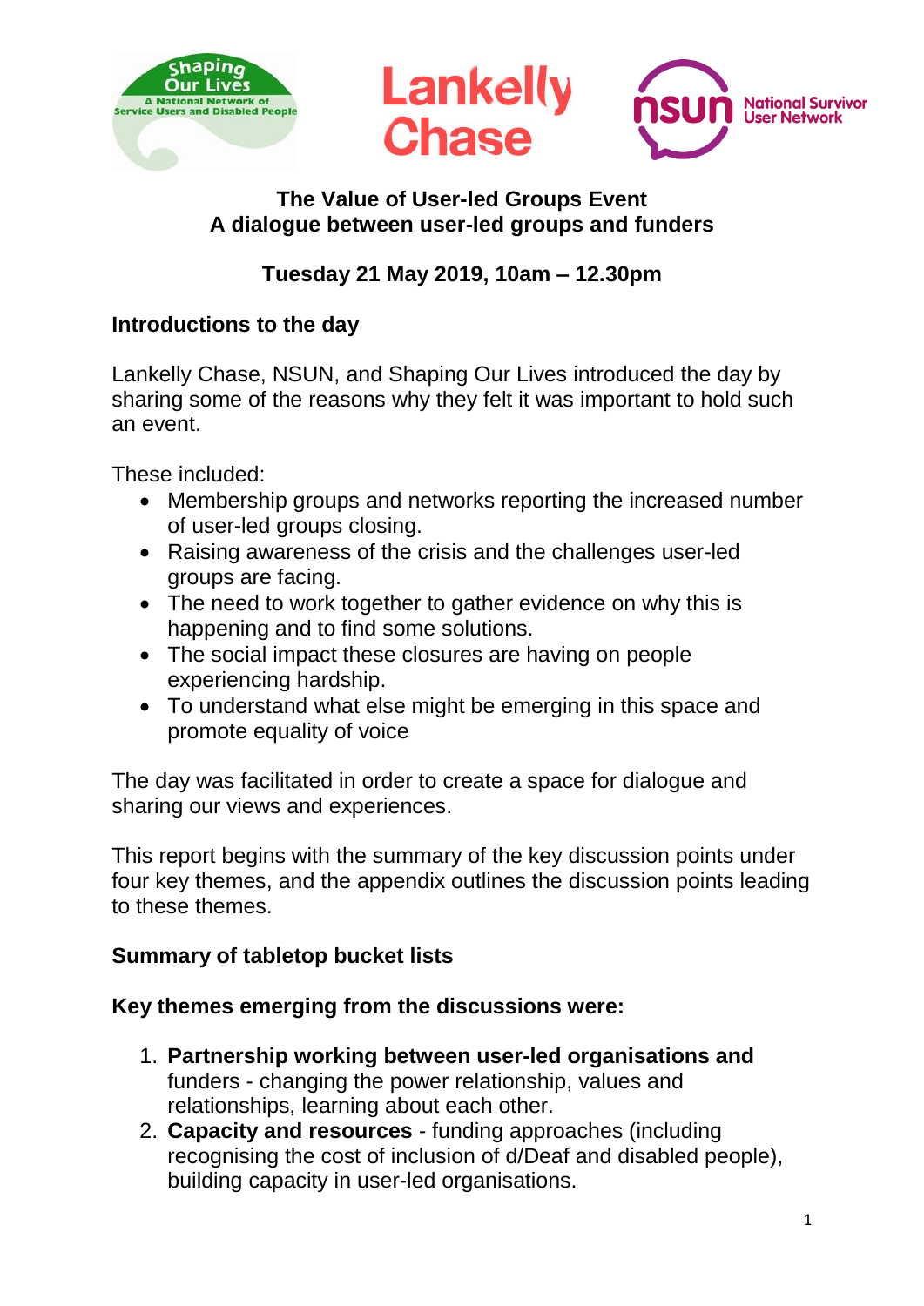# The Value of User-led Groups Event
## A dialogue between user-led groups and funders

**Tuesday 21 May 2019, 10am – 12.30pm**

### Introductions to the day

Lankelly Chase, NSUN, and Shaping Our Lives introduced the day by sharing some of the reasons why they felt it was important to hold such an event.

These included:

- Membership groups and networks reporting the increased number of user-led groups closing.
- Raising awareness of the crisis and the challenges user-led groups are facing.
- The need to work together to gather evidence on why this is happening and to find some solutions.
- The social impact these closures are having on people experiencing hardship.
- To understand what else might be emerging in this space and promote equality of voice

The day was facilitated in order to create a space for dialogue and sharing our views and experiences.

This report begins with the summary of the key discussion points under four key themes, and the appendix outlines the discussion points leading to these themes.

### Summary of tabletop bucket lists

### Key themes emerging from the discussions were:

1. **Partnership working between user-led organisations and** funders - changing the power relationship, values and relationships, learning about each other.
2. **Capacity and resources** - funding approaches (including recognising the cost of inclusion of d/Deaf and disabled people), building capacity in user-led organisations.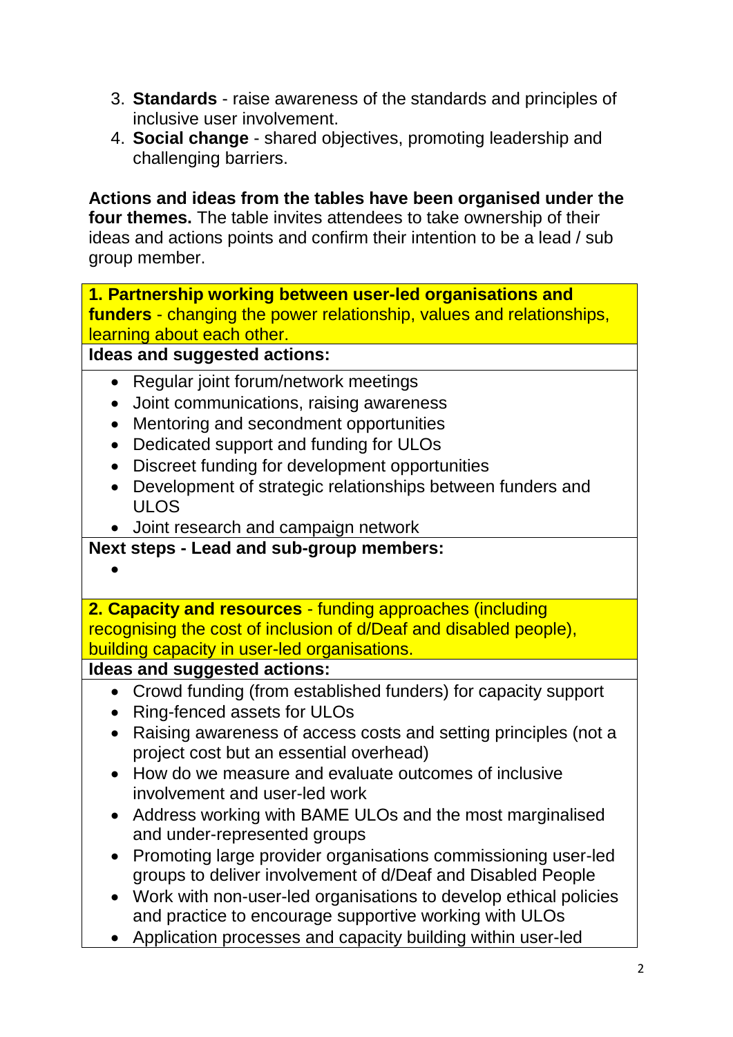3. **Standards** - raise awareness of the standards and principles of inclusive user involvement.
4. **Social change** - shared objectives, promoting leadership and challenging barriers.

**Actions and ideas from the tables have been organised under the four themes.** The table invites attendees to take ownership of their ideas and actions points and confirm their intention to be a lead / sub group member.

**1. Partnership working between user-led organisations and funders** - changing the power relationship, values and relationships, learning about each other.

**Ideas and suggested actions:**

- Regular joint forum/network meetings
- Joint communications, raising awareness
- Mentoring and secondment opportunities
- Dedicated support and funding for ULOs
- Discreet funding for development opportunities
- Development of strategic relationships between funders and ULOS
- Joint research and campaign network

**Next steps - Lead and sub-group members:**

- 

**2. Capacity and resources** - funding approaches (including recognising the cost of inclusion of d/Deaf and disabled people), building capacity in user-led organisations.

**Ideas and suggested actions:**

- Crowd funding (from established funders) for capacity support
- Ring-fenced assets for ULOs
- Raising awareness of access costs and setting principles (not a project cost but an essential overhead)
- How do we measure and evaluate outcomes of inclusive involvement and user-led work
- Address working with BAME ULOs and the most marginalised and under-represented groups
- Promoting large provider organisations commissioning user-led groups to deliver involvement of d/Deaf and Disabled People
- Work with non-user-led organisations to develop ethical policies and practice to encourage supportive working with ULOs
- Application processes and capacity building within user-led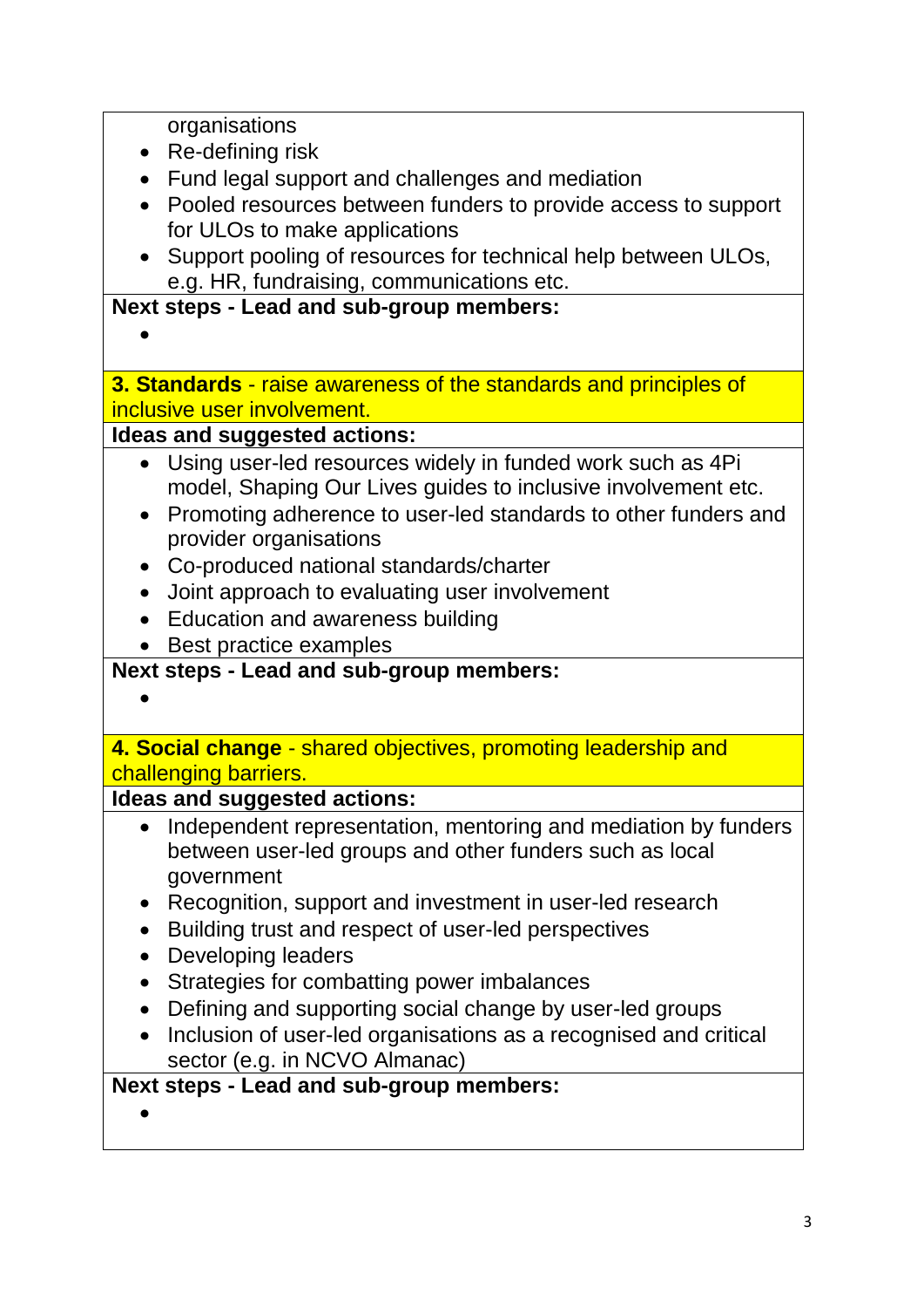organisations

- Re-defining risk
- Fund legal support and challenges and mediation
- Pooled resources between funders to provide access to support for ULOs to make applications
- Support pooling of resources for technical help between ULOs, e.g. HR, fundraising, communications etc.

**Next steps - Lead and sub-group members:**

- 

**3. Standards** - raise awareness of the standards and principles of inclusive user involvement.

**Ideas and suggested actions:**

- Using user-led resources widely in funded work such as 4Pi model, Shaping Our Lives guides to inclusive involvement etc.
- Promoting adherence to user-led standards to other funders and provider organisations
- Co-produced national standards/charter
- Joint approach to evaluating user involvement
- Education and awareness building
- Best practice examples

**Next steps - Lead and sub-group members:**

- 

**4. Social change** - shared objectives, promoting leadership and challenging barriers.

**Ideas and suggested actions:**

- Independent representation, mentoring and mediation by funders between user-led groups and other funders such as local government
- Recognition, support and investment in user-led research
- Building trust and respect of user-led perspectives
- Developing leaders
- Strategies for combatting power imbalances
- Defining and supporting social change by user-led groups
- Inclusion of user-led organisations as a recognised and critical sector (e.g. in NCVO Almanac)

**Next steps - Lead and sub-group members:**

-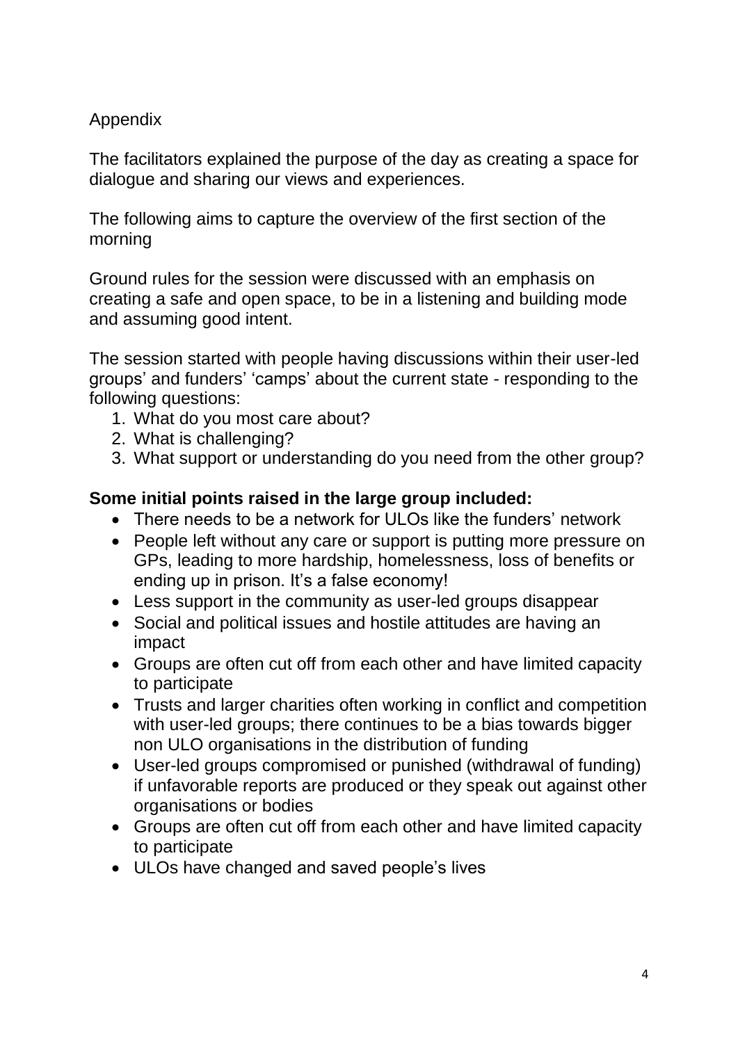Appendix

The facilitators explained the purpose of the day as creating a space for dialogue and sharing our views and experiences.

The following aims to capture the overview of the first section of the morning

Ground rules for the session were discussed with an emphasis on creating a safe and open space, to be in a listening and building mode and assuming good intent.

The session started with people having discussions within their user-led groups' and funders' 'camps' about the current state - responding to the following questions:

1. What do you most care about?
2. What is challenging?
3. What support or understanding do you need from the other group?

**Some initial points raised in the large group included:**

- There needs to be a network for ULOs like the funders' network
- People left without any care or support is putting more pressure on GPs, leading to more hardship, homelessness, loss of benefits or ending up in prison. It's a false economy!
- Less support in the community as user-led groups disappear
- Social and political issues and hostile attitudes are having an impact
- Groups are often cut off from each other and have limited capacity to participate
- Trusts and larger charities often working in conflict and competition with user-led groups; there continues to be a bias towards bigger non ULO organisations in the distribution of funding
- User-led groups compromised or punished (withdrawal of funding) if unfavorable reports are produced or they speak out against other organisations or bodies
- Groups are often cut off from each other and have limited capacity to participate
- ULOs have changed and saved people's lives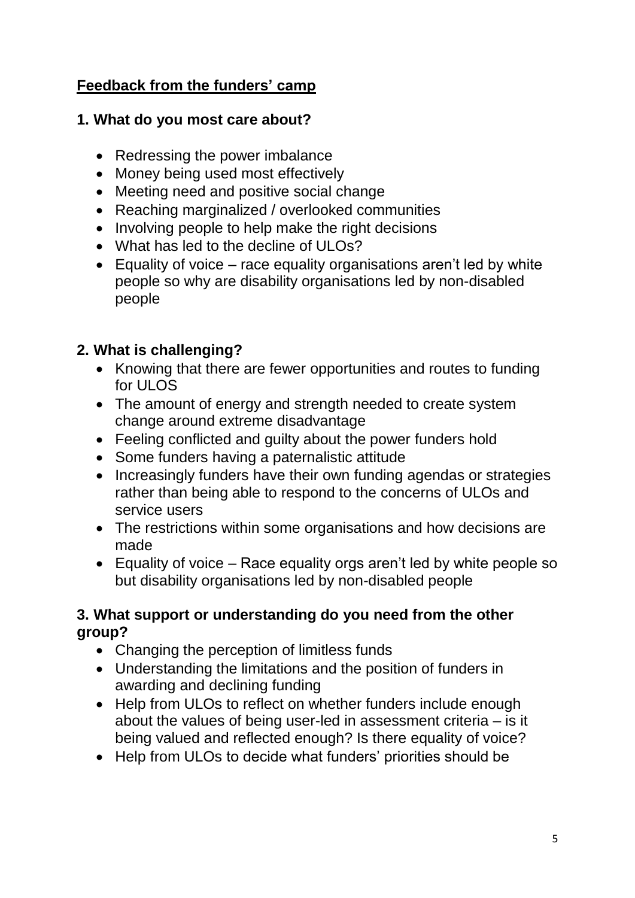## **Feedback from the funders' camp**

### 1. What do you most care about?

- Redressing the power imbalance
- Money being used most effectively
- Meeting need and positive social change
- Reaching marginalized / overlooked communities
- Involving people to help make the right decisions
- What has led to the decline of ULOs?
- Equality of voice – race equality organisations aren't led by white people so why are disability organisations led by non-disabled people

### 2. What is challenging?

- Knowing that there are fewer opportunities and routes to funding for ULOS
- The amount of energy and strength needed to create system change around extreme disadvantage
- Feeling conflicted and guilty about the power funders hold
- Some funders having a paternalistic attitude
- Increasingly funders have their own funding agendas or strategies rather than being able to respond to the concerns of ULOs and service users
- The restrictions within some organisations and how decisions are made
- Equality of voice – Race equality orgs aren't led by white people so but disability organisations led by non-disabled people

### 3. What support or understanding do you need from the other group?

- Changing the perception of limitless funds
- Understanding the limitations and the position of funders in awarding and declining funding
- Help from ULOs to reflect on whether funders include enough about the values of being user-led in assessment criteria – is it being valued and reflected enough? Is there equality of voice?
- Help from ULOs to decide what funders' priorities should be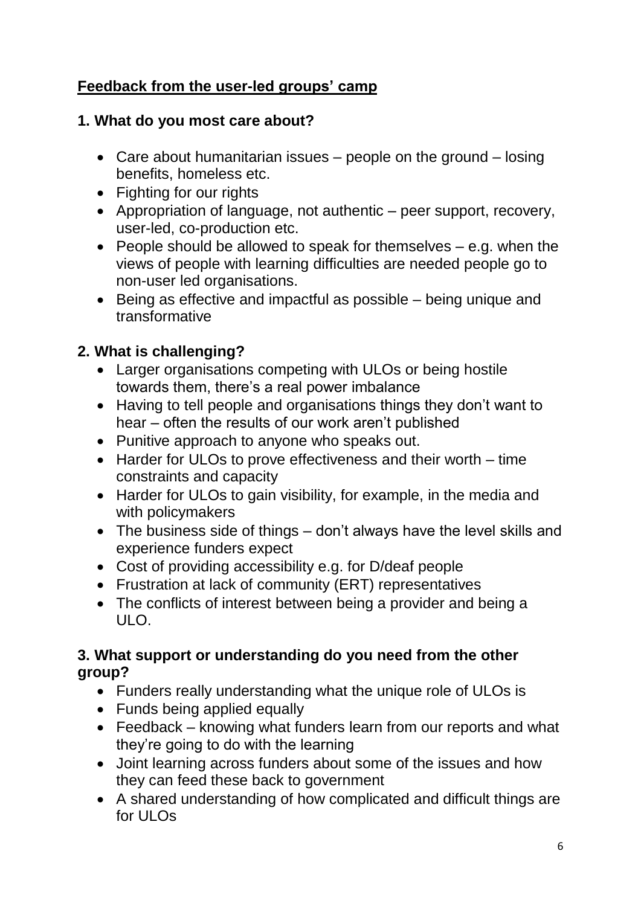## Feedback from the user-led groups' camp

### 1. What do you most care about?

- Care about humanitarian issues – people on the ground – losing benefits, homeless etc.
- Fighting for our rights
- Appropriation of language, not authentic – peer support, recovery, user-led, co-production etc.
- People should be allowed to speak for themselves – e.g. when the views of people with learning difficulties are needed people go to non-user led organisations.
- Being as effective and impactful as possible – being unique and transformative

### 2. What is challenging?

- Larger organisations competing with ULOs or being hostile towards them, there's a real power imbalance
- Having to tell people and organisations things they don't want to hear – often the results of our work aren't published
- Punitive approach to anyone who speaks out.
- Harder for ULOs to prove effectiveness and their worth – time constraints and capacity
- Harder for ULOs to gain visibility, for example, in the media and with policymakers
- The business side of things – don't always have the level skills and experience funders expect
- Cost of providing accessibility e.g. for D/deaf people
- Frustration at lack of community (ERT) representatives
- The conflicts of interest between being a provider and being a ULO.

### 3. What support or understanding do you need from the other group?

- Funders really understanding what the unique role of ULOs is
- Funds being applied equally
- Feedback – knowing what funders learn from our reports and what they're going to do with the learning
- Joint learning across funders about some of the issues and how they can feed these back to government
- A shared understanding of how complicated and difficult things are for ULOs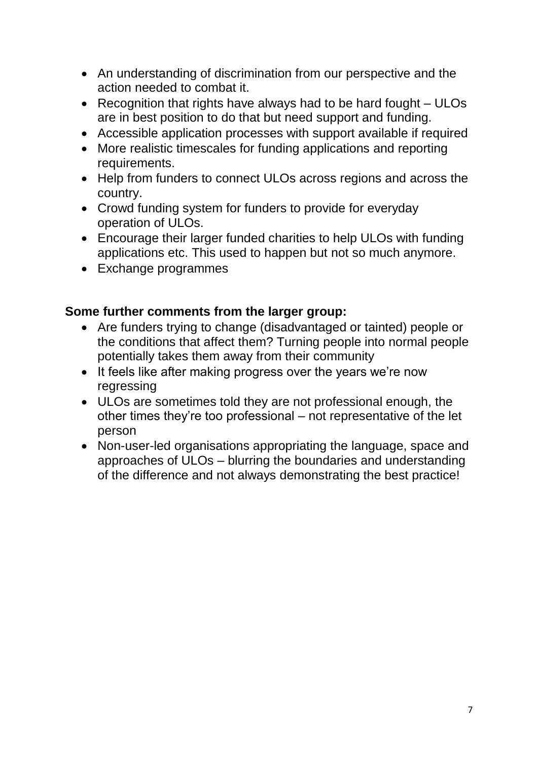- An understanding of discrimination from our perspective and the action needed to combat it.
- Recognition that rights have always had to be hard fought – ULOs are in best position to do that but need support and funding.
- Accessible application processes with support available if required
- More realistic timescales for funding applications and reporting requirements.
- Help from funders to connect ULOs across regions and across the country.
- Crowd funding system for funders to provide for everyday operation of ULOs.
- Encourage their larger funded charities to help ULOs with funding applications etc. This used to happen but not so much anymore.
- Exchange programmes

**Some further comments from the larger group:**

- Are funders trying to change (disadvantaged or tainted) people or the conditions that affect them? Turning people into normal people potentially takes them away from their community
- It feels like after making progress over the years we're now regressing
- ULOs are sometimes told they are not professional enough, the other times they're too professional – not representative of the let person
- Non-user-led organisations appropriating the language, space and approaches of ULOs – blurring the boundaries and understanding of the difference and not always demonstrating the best practice!